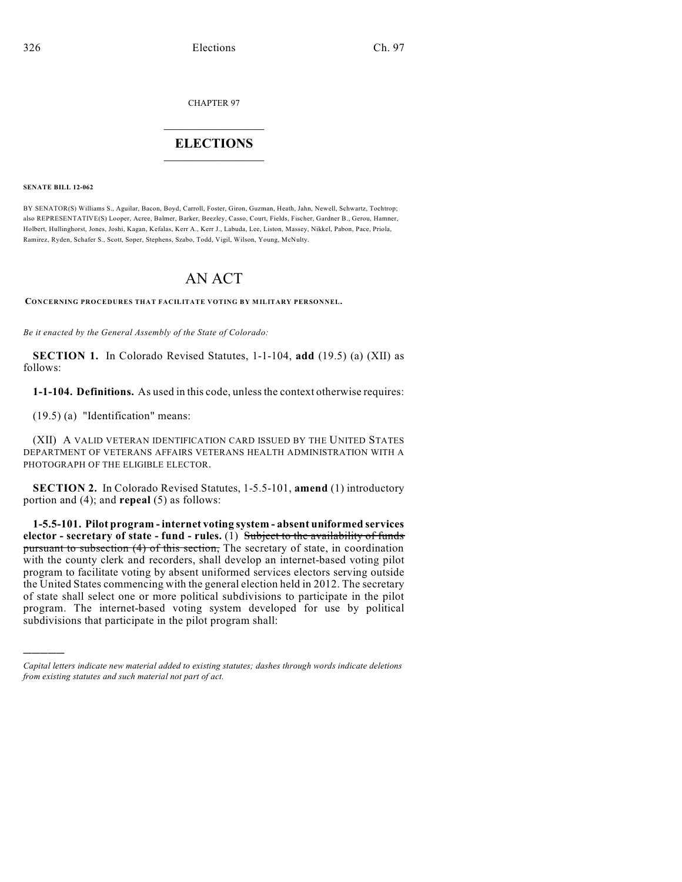CHAPTER 97

# ELECTIONS

**SENATE BILL 12-062**

BY SENATOR(S) Williams S., Aguilar, Bacon, Boyd, Carroll, Foster, Giron, Guzman, Heath, Jahn, Newell, Schwartz, Tochtrop; also REPRESENTATIVE(S) Looper, Acree, Balmer, Barker, Beezley, Casso, Court, Fields, Fischer, Gardner B., Gerou, Hamner, Holbert, Hullinghorst, Jones, Joshi, Kagan, Kefalas, Kerr A., Kerr J., Labuda, Lee, Liston, Massey, Nikkel, Pabon, Pace, Priola, Ramirez, Ryden, Schafer S., Scott, Soper, Stephens, Szabo, Todd, Vigil, Wilson, Young, McNulty.

# AN ACT

**CONCERNING PROCEDURES THAT FACILITATE VOTING BY MILITARY PERSONNEL.**

*Be it enacted by the General Assembly of the State of Colorado:*

**SECTION 1.** In Colorado Revised Statutes, 1-1-104, **add** (19.5) (a) (XII) as follows:

**1-1-104. Definitions.** As used in this code, unless the context otherwise requires:

(19.5) (a) "Identification" means:

(XII) A VALID VETERAN IDENTIFICATION CARD ISSUED BY THE UNITED STATES DEPARTMENT OF VETERANS AFFAIRS VETERANS HEALTH ADMINISTRATION WITH A PHOTOGRAPH OF THE ELIGIBLE ELECTOR.

**SECTION 2.** In Colorado Revised Statutes, 1-5.5-101, **amend** (1) introductory portion and (4); and **repeal** (5) as follows:

**1-5.5-101. Pilot program - internet voting system - absent uniformed services elector - secretary of state - fund - rules.** (1) ~~Subject to the availability of funds pursuant to subsection (4) of this section,~~ The secretary of state, in coordination with the county clerk and recorders, shall develop an internet-based voting pilot program to facilitate voting by absent uniformed services electors serving outside the United States commencing with the general election held in 2012. The secretary of state shall select one or more political subdivisions to participate in the pilot program. The internet-based voting system developed for use by political subdivisions that participate in the pilot program shall:

---

*Capital letters indicate new material added to existing statutes; dashes through words indicate deletions from existing statutes and such material not part of act.*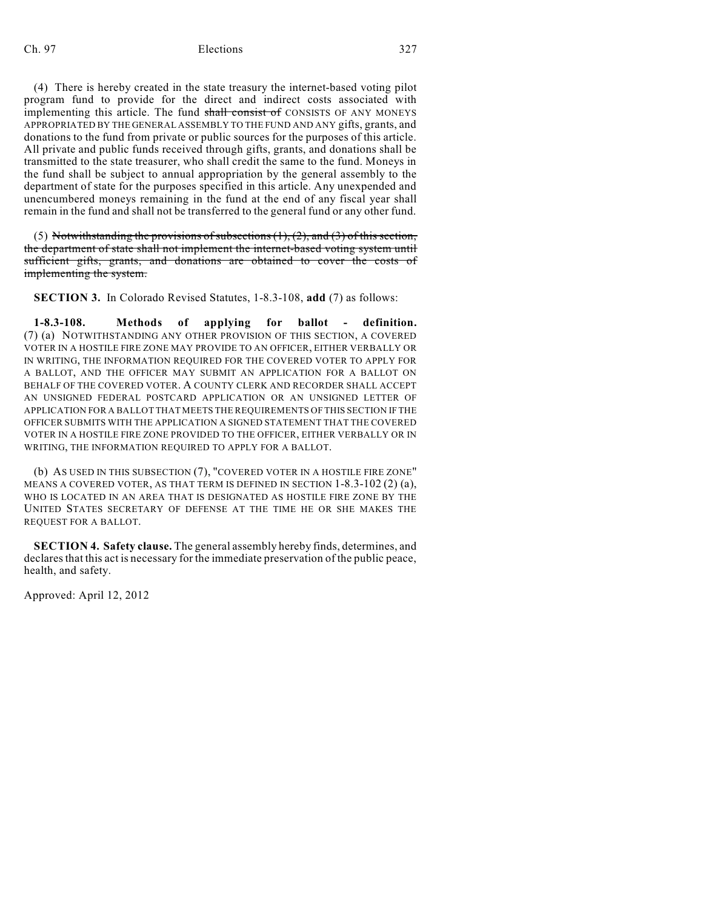(4) There is hereby created in the state treasury the internet-based voting pilot program fund to provide for the direct and indirect costs associated with implementing this article. The fund ~~shall consist of~~ CONSISTS OF ANY MONEYS APPROPRIATED BY THE GENERAL ASSEMBLY TO THE FUND AND ANY gifts, grants, and donations to the fund from private or public sources for the purposes of this article. All private and public funds received through gifts, grants, and donations shall be transmitted to the state treasurer, who shall credit the same to the fund. Moneys in the fund shall be subject to annual appropriation by the general assembly to the department of state for the purposes specified in this article. Any unexpended and unencumbered moneys remaining in the fund at the end of any fiscal year shall remain in the fund and shall not be transferred to the general fund or any other fund.

(5) ~~Notwithstanding the provisions of subsections (1), (2), and (3) of this section, the department of state shall not implement the internet-based voting system until sufficient gifts, grants, and donations are obtained to cover the costs of implementing the system.~~

**SECTION 3.** In Colorado Revised Statutes, 1-8.3-108, **add** (7) as follows:

**1-8.3-108. Methods of applying for ballot - definition.** (7) (a) NOTWITHSTANDING ANY OTHER PROVISION OF THIS SECTION, A COVERED VOTER IN A HOSTILE FIRE ZONE MAY PROVIDE TO AN OFFICER, EITHER VERBALLY OR IN WRITING, THE INFORMATION REQUIRED FOR THE COVERED VOTER TO APPLY FOR A BALLOT, AND THE OFFICER MAY SUBMIT AN APPLICATION FOR A BALLOT ON BEHALF OF THE COVERED VOTER. A COUNTY CLERK AND RECORDER SHALL ACCEPT AN UNSIGNED FEDERAL POSTCARD APPLICATION OR AN UNSIGNED LETTER OF APPLICATION FOR A BALLOT THAT MEETS THE REQUIREMENTS OF THIS SECTION IF THE OFFICER SUBMITS WITH THE APPLICATION A SIGNED STATEMENT THAT THE COVERED VOTER IN A HOSTILE FIRE ZONE PROVIDED TO THE OFFICER, EITHER VERBALLY OR IN WRITING, THE INFORMATION REQUIRED TO APPLY FOR A BALLOT.

(b) AS USED IN THIS SUBSECTION (7), "COVERED VOTER IN A HOSTILE FIRE ZONE" MEANS A COVERED VOTER, AS THAT TERM IS DEFINED IN SECTION 1-8.3-102 (2) (a), WHO IS LOCATED IN AN AREA THAT IS DESIGNATED AS HOSTILE FIRE ZONE BY THE UNITED STATES SECRETARY OF DEFENSE AT THE TIME HE OR SHE MAKES THE REQUEST FOR A BALLOT.

**SECTION 4. Safety clause.** The general assembly hereby finds, determines, and declares that this act is necessary for the immediate preservation of the public peace, health, and safety.

Approved: April 12, 2012